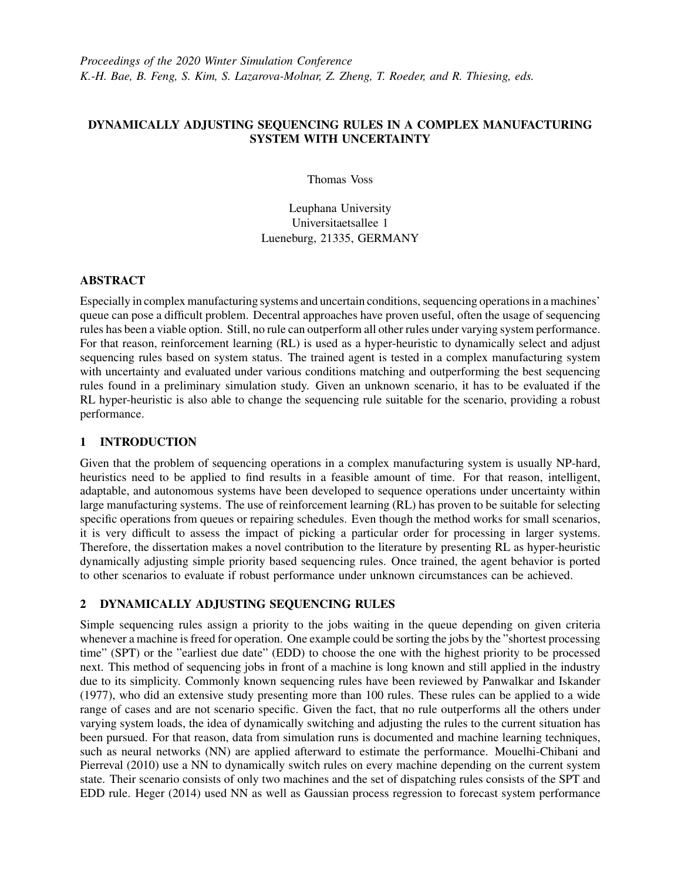*Proceedings of the 2020 Winter Simulation Conference*
*K.-H. Bae, B. Feng, S. Kim, S. Lazarova-Molnar, Z. Zheng, T. Roeder, and R. Thiesing, eds.*

# DYNAMICALLY ADJUSTING SEQUENCING RULES IN A COMPLEX MANUFACTURING SYSTEM WITH UNCERTAINTY

Thomas Voss

Leuphana University
Universitaetsallee 1
Lueneburg, 21335, GERMANY

## ABSTRACT

Especially in complex manufacturing systems and uncertain conditions, sequencing operations in a machines' queue can pose a difficult problem. Decentral approaches have proven useful, often the usage of sequencing rules has been a viable option. Still, no rule can outperform all other rules under varying system performance. For that reason, reinforcement learning (RL) is used as a hyper-heuristic to dynamically select and adjust sequencing rules based on system status. The trained agent is tested in a complex manufacturing system with uncertainty and evaluated under various conditions matching and outperforming the best sequencing rules found in a preliminary simulation study. Given an unknown scenario, it has to be evaluated if the RL hyper-heuristic is also able to change the sequencing rule suitable for the scenario, providing a robust performance.

## 1 INTRODUCTION

Given that the problem of sequencing operations in a complex manufacturing system is usually NP-hard, heuristics need to be applied to find results in a feasible amount of time. For that reason, intelligent, adaptable, and autonomous systems have been developed to sequence operations under uncertainty within large manufacturing systems. The use of reinforcement learning (RL) has proven to be suitable for selecting specific operations from queues or repairing schedules. Even though the method works for small scenarios, it is very difficult to assess the impact of picking a particular order for processing in larger systems. Therefore, the dissertation makes a novel contribution to the literature by presenting RL as hyper-heuristic dynamically adjusting simple priority based sequencing rules. Once trained, the agent behavior is ported to other scenarios to evaluate if robust performance under unknown circumstances can be achieved.

## 2 DYNAMICALLY ADJUSTING SEQUENCING RULES

Simple sequencing rules assign a priority to the jobs waiting in the queue depending on given criteria whenever a machine is freed for operation. One example could be sorting the jobs by the "shortest processing time" (SPT) or the "earliest due date" (EDD) to choose the one with the highest priority to be processed next. This method of sequencing jobs in front of a machine is long known and still applied in the industry due to its simplicity. Commonly known sequencing rules have been reviewed by Panwalkar and Iskander (1977), who did an extensive study presenting more than 100 rules. These rules can be applied to a wide range of cases and are not scenario specific. Given the fact, that no rule outperforms all the others under varying system loads, the idea of dynamically switching and adjusting the rules to the current situation has been pursued. For that reason, data from simulation runs is documented and machine learning techniques, such as neural networks (NN) are applied afterward to estimate the performance. Mouelhi-Chibani and Pierreval (2010) use a NN to dynamically switch rules on every machine depending on the current system state. Their scenario consists of only two machines and the set of dispatching rules consists of the SPT and EDD rule. Heger (2014) used NN as well as Gaussian process regression to forecast system performance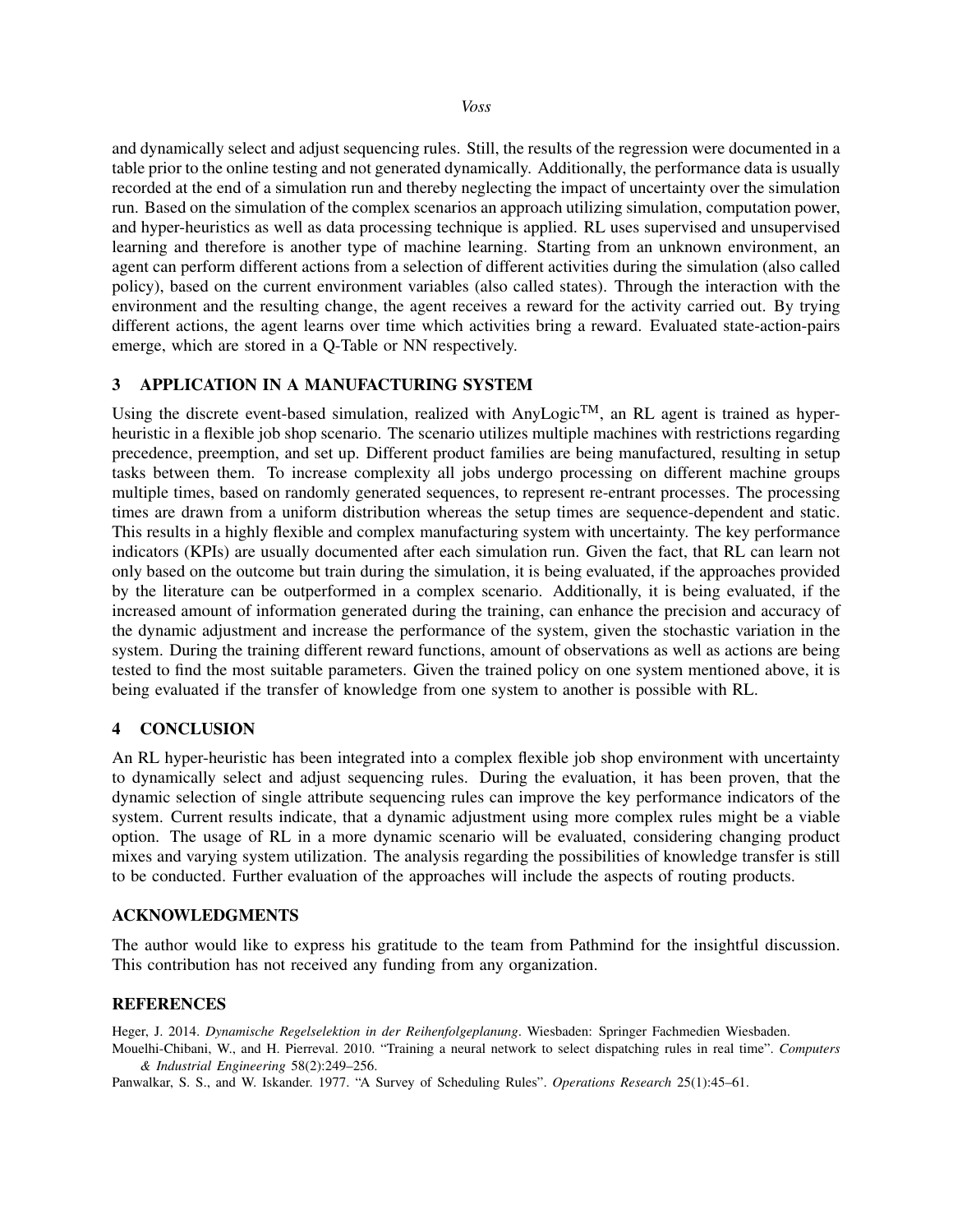and dynamically select and adjust sequencing rules. Still, the results of the regression were documented in a table prior to the online testing and not generated dynamically. Additionally, the performance data is usually recorded at the end of a simulation run and thereby neglecting the impact of uncertainty over the simulation run. Based on the simulation of the complex scenarios an approach utilizing simulation, computation power, and hyper-heuristics as well as data processing technique is applied. RL uses supervised and unsupervised learning and therefore is another type of machine learning. Starting from an unknown environment, an agent can perform different actions from a selection of different activities during the simulation (also called policy), based on the current environment variables (also called states). Through the interaction with the environment and the resulting change, the agent receives a reward for the activity carried out. By trying different actions, the agent learns over time which activities bring a reward. Evaluated state-action-pairs emerge, which are stored in a Q-Table or NN respectively.

## 3 APPLICATION IN A MANUFACTURING SYSTEM

Using the discrete event-based simulation, realized with AnyLogic$^{\text{TM}}$, an RL agent is trained as hyper-heuristic in a flexible job shop scenario. The scenario utilizes multiple machines with restrictions regarding precedence, preemption, and set up. Different product families are being manufactured, resulting in setup tasks between them. To increase complexity all jobs undergo processing on different machine groups multiple times, based on randomly generated sequences, to represent re-entrant processes. The processing times are drawn from a uniform distribution whereas the setup times are sequence-dependent and static. This results in a highly flexible and complex manufacturing system with uncertainty. The key performance indicators (KPIs) are usually documented after each simulation run. Given the fact, that RL can learn not only based on the outcome but train during the simulation, it is being evaluated, if the approaches provided by the literature can be outperformed in a complex scenario. Additionally, it is being evaluated, if the increased amount of information generated during the training, can enhance the precision and accuracy of the dynamic adjustment and increase the performance of the system, given the stochastic variation in the system. During the training different reward functions, amount of observations as well as actions are being tested to find the most suitable parameters. Given the trained policy on one system mentioned above, it is being evaluated if the transfer of knowledge from one system to another is possible with RL.

## 4 CONCLUSION

An RL hyper-heuristic has been integrated into a complex flexible job shop environment with uncertainty to dynamically select and adjust sequencing rules. During the evaluation, it has been proven, that the dynamic selection of single attribute sequencing rules can improve the key performance indicators of the system. Current results indicate, that a dynamic adjustment using more complex rules might be a viable option. The usage of RL in a more dynamic scenario will be evaluated, considering changing product mixes and varying system utilization. The analysis regarding the possibilities of knowledge transfer is still to be conducted. Further evaluation of the approaches will include the aspects of routing products.

## ACKNOWLEDGMENTS

The author would like to express his gratitude to the team from Pathmind for the insightful discussion. This contribution has not received any funding from any organization.

## REFERENCES

Heger, J. 2014. *Dynamische Regelselektion in der Reihenfolgeplanung*. Wiesbaden: Springer Fachmedien Wiesbaden.

Mouelhi-Chibani, W., and H. Pierreval. 2010. "Training a neural network to select dispatching rules in real time". *Computers & Industrial Engineering* 58(2):249–256.

Panwalkar, S. S., and W. Iskander. 1977. "A Survey of Scheduling Rules". *Operations Research* 25(1):45–61.